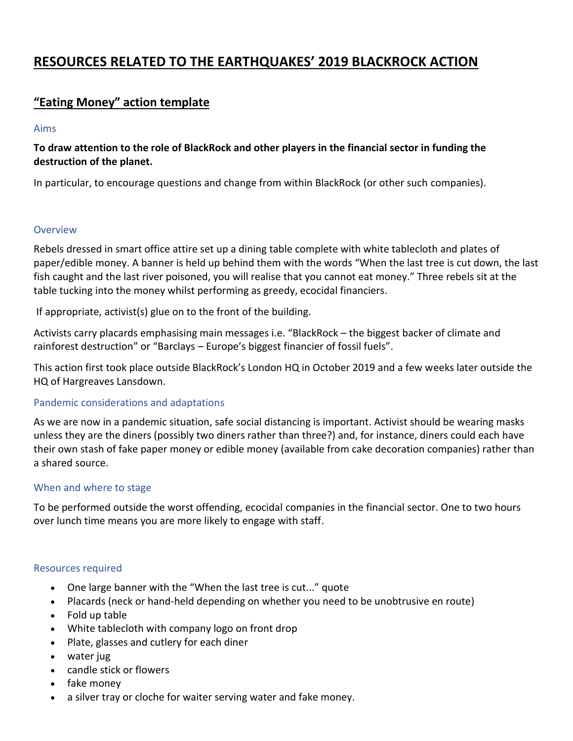# RESOURCES RELATED TO THE EARTHQUAKES' 2019 BLACKROCK ACTION

## "Eating Money" action template

### Aims

**To draw attention to the role of BlackRock and other players in the financial sector in funding the destruction of the planet.**

In particular, to encourage questions and change from within BlackRock (or other such companies).

### Overview

Rebels dressed in smart office attire set up a dining table complete with white tablecloth and plates of paper/edible money. A banner is held up behind them with the words "When the last tree is cut down, the last fish caught and the last river poisoned, you will realise that you cannot eat money." Three rebels sit at the table tucking into the money whilst performing as greedy, ecocidal financiers.

If appropriate, activist(s) glue on to the front of the building.

Activists carry placards emphasising main messages i.e. "BlackRock – the biggest backer of climate and rainforest destruction" or "Barclays – Europe's biggest financier of fossil fuels".

This action first took place outside BlackRock's London HQ in October 2019 and a few weeks later outside the HQ of Hargreaves Lansdown.

### Pandemic considerations and adaptations

As we are now in a pandemic situation, safe social distancing is important. Activist should be wearing masks unless they are the diners (possibly two diners rather than three?) and, for instance, diners could each have their own stash of fake paper money or edible money (available from cake decoration companies) rather than a shared source.

### When and where to stage

To be performed outside the worst offending, ecocidal companies in the financial sector. One to two hours over lunch time means you are more likely to engage with staff.

### Resources required

- One large banner with the "When the last tree is cut..." quote
- Placards (neck or hand-held depending on whether you need to be unobtrusive en route)
- Fold up table
- White tablecloth with company logo on front drop
- Plate, glasses and cutlery for each diner
- water jug
- candle stick or flowers
- fake money
- a silver tray or cloche for waiter serving water and fake money.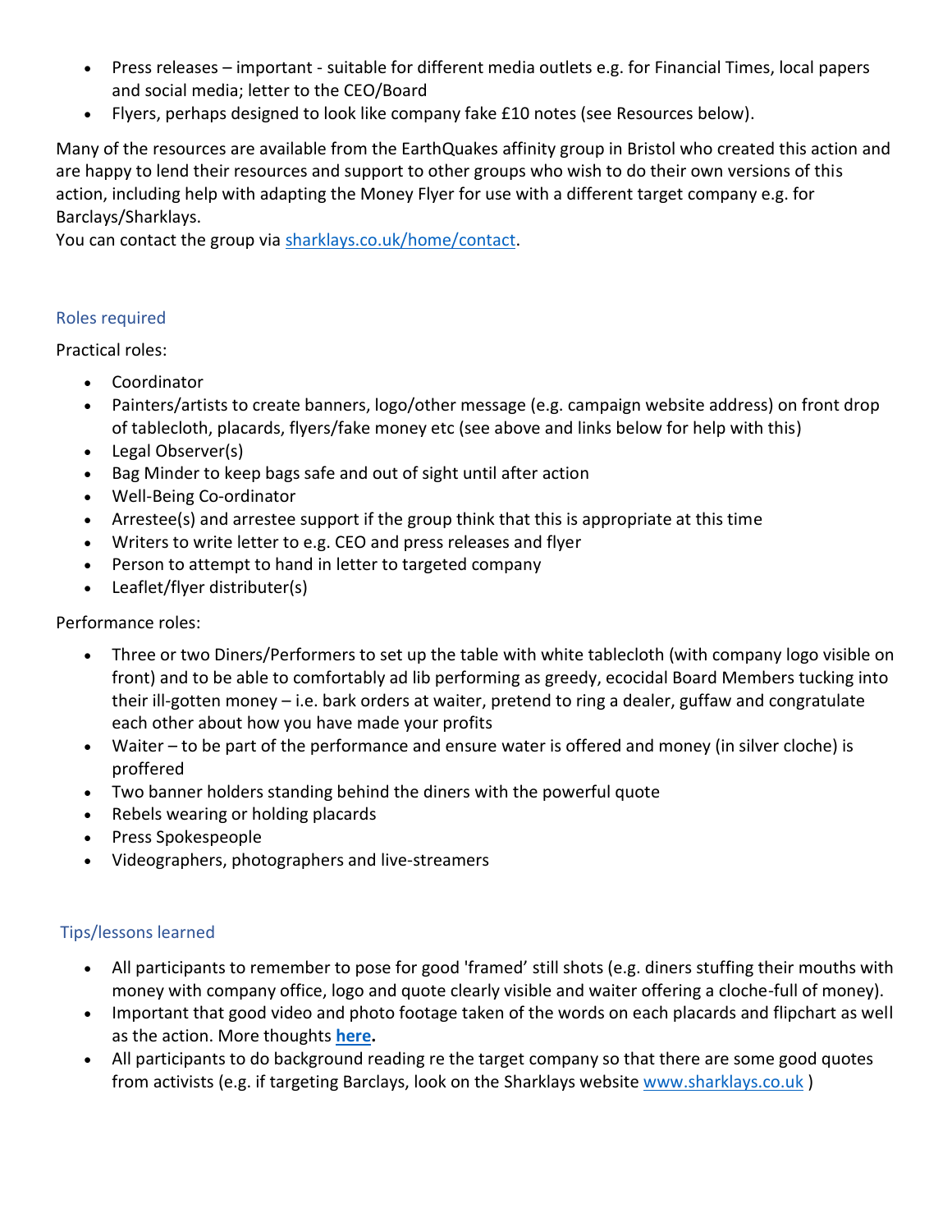- Press releases – important - suitable for different media outlets e.g. for Financial Times, local papers and social media; letter to the CEO/Board
- Flyers, perhaps designed to look like company fake £10 notes (see Resources below).

Many of the resources are available from the EarthQuakes affinity group in Bristol who created this action and are happy to lend their resources and support to other groups who wish to do their own versions of this action, including help with adapting the Money Flyer for use with a different target company e.g. for Barclays/Sharklays.
You can contact the group via [sharklays.co.uk/home/contact](sharklays.co.uk/home/contact).

## Roles required

Practical roles:

- Coordinator
- Painters/artists to create banners, logo/other message (e.g. campaign website address) on front drop of tablecloth, placards, flyers/fake money etc (see above and links below for help with this)
- Legal Observer(s)
- Bag Minder to keep bags safe and out of sight until after action
- Well-Being Co-ordinator
- Arrestee(s) and arrestee support if the group think that this is appropriate at this time
- Writers to write letter to e.g. CEO and press releases and flyer
- Person to attempt to hand in letter to targeted company
- Leaflet/flyer distributer(s)

Performance roles:

- Three or two Diners/Performers to set up the table with white tablecloth (with company logo visible on front) and to be able to comfortably ad lib performing as greedy, ecocidal Board Members tucking into their ill-gotten money – i.e. bark orders at waiter, pretend to ring a dealer, guffaw and congratulate each other about how you have made your profits
- Waiter – to be part of the performance and ensure water is offered and money (in silver cloche) is proffered
- Two banner holders standing behind the diners with the powerful quote
- Rebels wearing or holding placards
- Press Spokespeople
- Videographers, photographers and live-streamers

## Tips/lessons learned

- All participants to remember to pose for good 'framed' still shots (e.g. diners stuffing their mouths with money with company office, logo and quote clearly visible and waiter offering a cloche-full of money).
- Important that good video and photo footage taken of the words on each placards and flipchart as well as the action. More thoughts **here.**
- All participants to do background reading re the target company so that there are some good quotes from activists (e.g. if targeting Barclays, look on the Sharklays website [www.sharklays.co.uk](www.sharklays.co.uk) )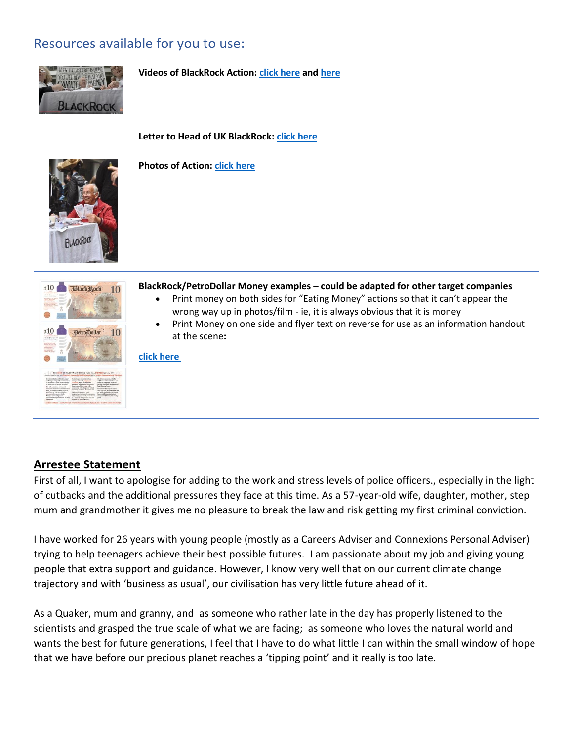## Resources available for you to use:

**Videos of BlackRock Action:** click here and here

**Letter to Head of UK BlackRock:** click here

**Photos of Action:** click here

**BlackRock/PetroDollar Money examples – could be adapted for other target companies**

- Print money on both sides for "Eating Money" actions so that it can't appear the wrong way up in photos/film - ie, it is always obvious that it is money
- Print Money on one side and flyer text on reverse for use as an information handout at the scene**:**

click here

## Arrestee Statement

First of all, I want to apologise for adding to the work and stress levels of police officers., especially in the light of cutbacks and the additional pressures they face at this time. As a 57-year-old wife, daughter, mother, step mum and grandmother it gives me no pleasure to break the law and risk getting my first criminal conviction.

I have worked for 26 years with young people (mostly as a Careers Adviser and Connexions Personal Adviser) trying to help teenagers achieve their best possible futures. I am passionate about my job and giving young people that extra support and guidance. However, I know very well that on our current climate change trajectory and with 'business as usual', our civilisation has very little future ahead of it.

As a Quaker, mum and granny, and as someone who rather late in the day has properly listened to the scientists and grasped the true scale of what we are facing; as someone who loves the natural world and wants the best for future generations, I feel that I have to do what little I can within the small window of hope that we have before our precious planet reaches a 'tipping point' and it really is too late.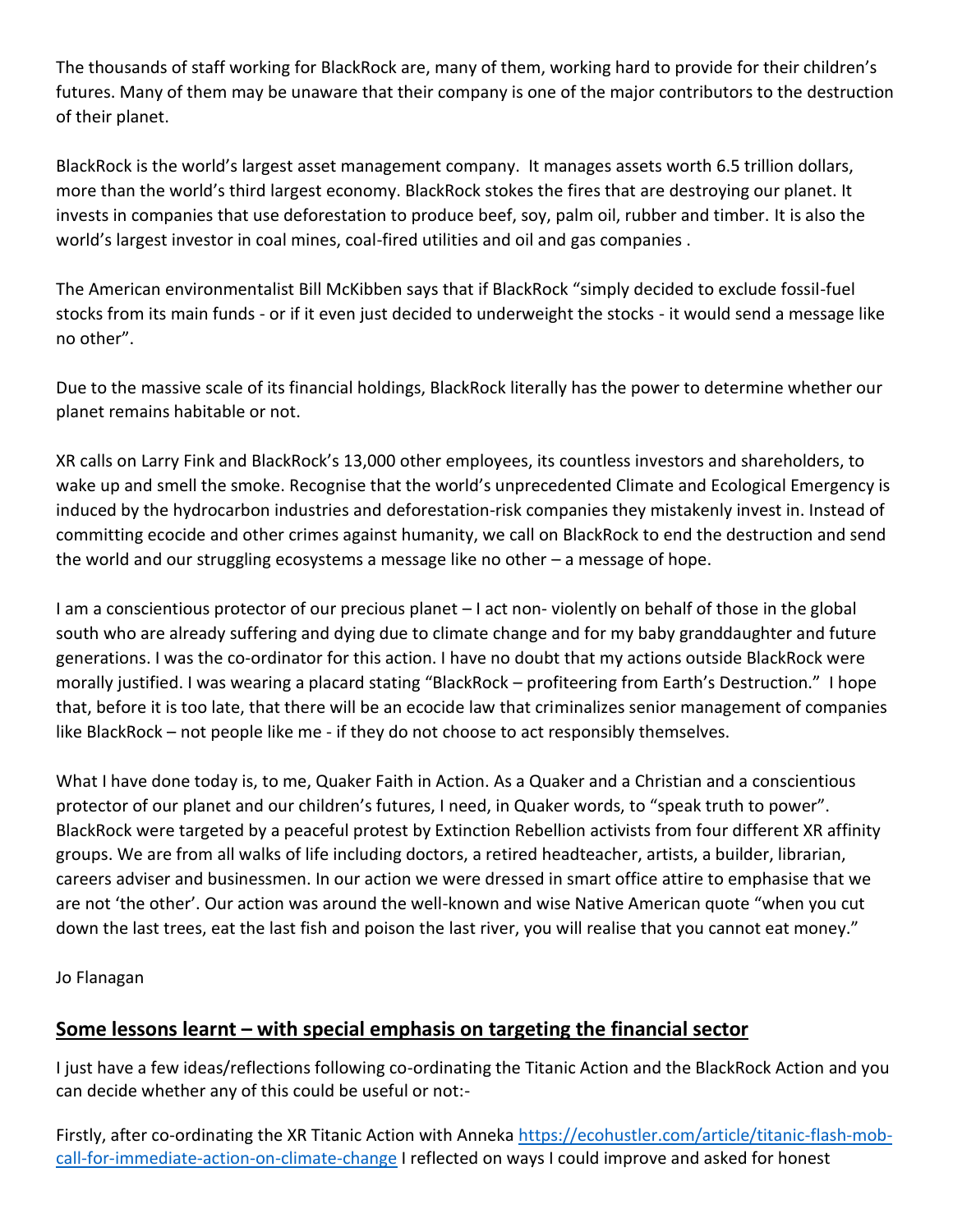The thousands of staff working for BlackRock are, many of them, working hard to provide for their children's futures. Many of them may be unaware that their company is one of the major contributors to the destruction of their planet.

BlackRock is the world's largest asset management company. It manages assets worth 6.5 trillion dollars, more than the world's third largest economy. BlackRock stokes the fires that are destroying our planet. It invests in companies that use deforestation to produce beef, soy, palm oil, rubber and timber. It is also the world's largest investor in coal mines, coal-fired utilities and oil and gas companies .

The American environmentalist Bill McKibben says that if BlackRock "simply decided to exclude fossil-fuel stocks from its main funds - or if it even just decided to underweight the stocks - it would send a message like no other".

Due to the massive scale of its financial holdings, BlackRock literally has the power to determine whether our planet remains habitable or not.

XR calls on Larry Fink and BlackRock's 13,000 other employees, its countless investors and shareholders, to wake up and smell the smoke. Recognise that the world's unprecedented Climate and Ecological Emergency is induced by the hydrocarbon industries and deforestation-risk companies they mistakenly invest in. Instead of committing ecocide and other crimes against humanity, we call on BlackRock to end the destruction and send the world and our struggling ecosystems a message like no other – a message of hope.

I am a conscientious protector of our precious planet – I act non- violently on behalf of those in the global south who are already suffering and dying due to climate change and for my baby granddaughter and future generations. I was the co-ordinator for this action. I have no doubt that my actions outside BlackRock were morally justified. I was wearing a placard stating "BlackRock – profiteering from Earth's Destruction." I hope that, before it is too late, that there will be an ecocide law that criminalizes senior management of companies like BlackRock – not people like me - if they do not choose to act responsibly themselves.

What I have done today is, to me, Quaker Faith in Action. As a Quaker and a Christian and a conscientious protector of our planet and our children's futures, I need, in Quaker words, to "speak truth to power". BlackRock were targeted by a peaceful protest by Extinction Rebellion activists from four different XR affinity groups. We are from all walks of life including doctors, a retired headteacher, artists, a builder, librarian, careers adviser and businessmen. In our action we were dressed in smart office attire to emphasise that we are not 'the other'. Our action was around the well-known and wise Native American quote "when you cut down the last trees, eat the last fish and poison the last river, you will realise that you cannot eat money."

Jo Flanagan

## Some lessons learnt – with special emphasis on targeting the financial sector

I just have a few ideas/reflections following co-ordinating the Titanic Action and the BlackRock Action and you can decide whether any of this could be useful or not:-

Firstly, after co-ordinating the XR Titanic Action with Anneka [https://ecohustler.com/article/titanic-flash-mob-call-for-immediate-action-on-climate-change](https://ecohustler.com/article/titanic-flash-mob-call-for-immediate-action-on-climate-change) I reflected on ways I could improve and asked for honest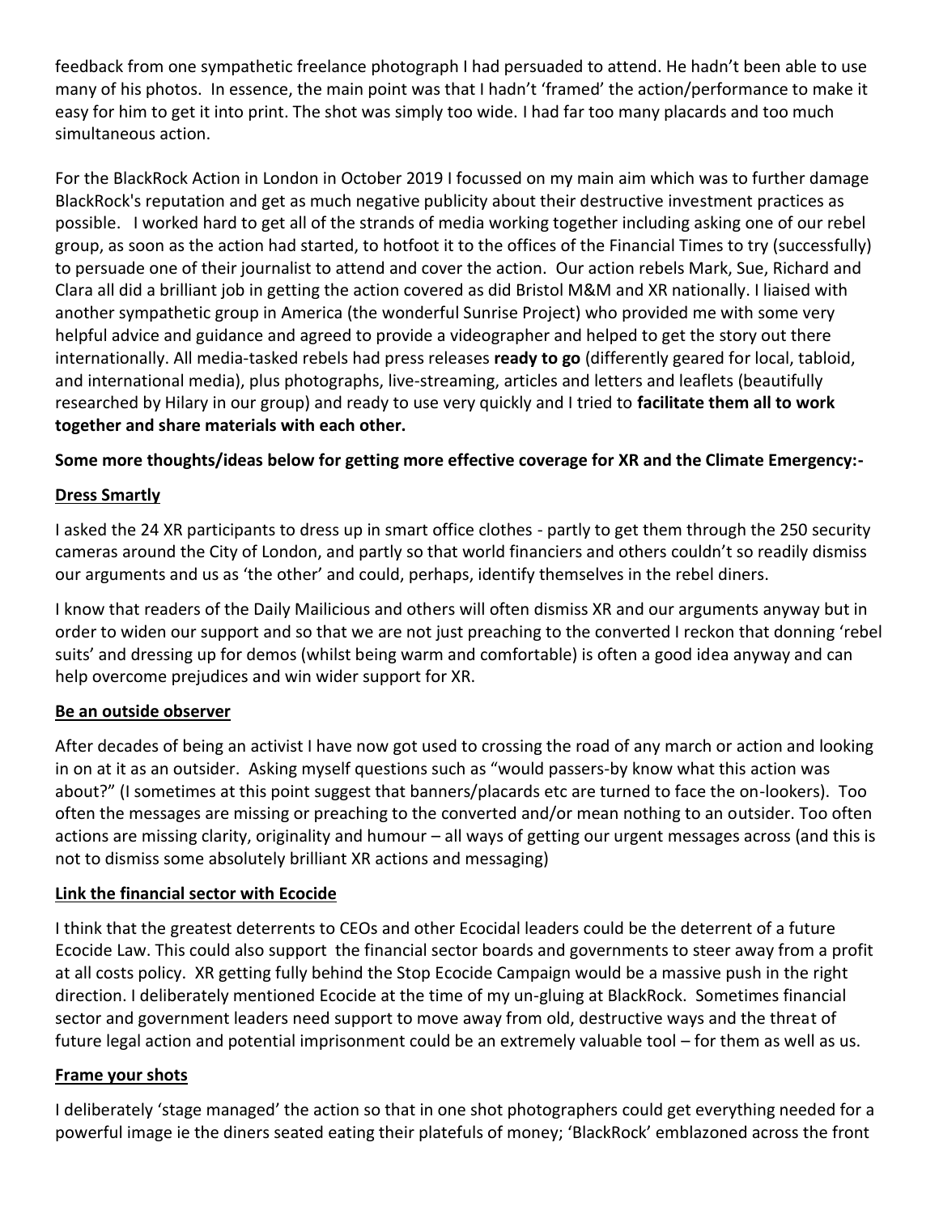feedback from one sympathetic freelance photograph I had persuaded to attend. He hadn't been able to use many of his photos. In essence, the main point was that I hadn't 'framed' the action/performance to make it easy for him to get it into print. The shot was simply too wide. I had far too many placards and too much simultaneous action.

For the BlackRock Action in London in October 2019 I focussed on my main aim which was to further damage BlackRock's reputation and get as much negative publicity about their destructive investment practices as possible. I worked hard to get all of the strands of media working together including asking one of our rebel group, as soon as the action had started, to hotfoot it to the offices of the Financial Times to try (successfully) to persuade one of their journalist to attend and cover the action. Our action rebels Mark, Sue, Richard and Clara all did a brilliant job in getting the action covered as did Bristol M&M and XR nationally. I liaised with another sympathetic group in America (the wonderful Sunrise Project) who provided me with some very helpful advice and guidance and agreed to provide a videographer and helped to get the story out there internationally. All media-tasked rebels had press releases **ready to go** (differently geared for local, tabloid, and international media), plus photographs, live-streaming, articles and letters and leaflets (beautifully researched by Hilary in our group) and ready to use very quickly and I tried to **facilitate them all to work together and share materials with each other.**

**Some more thoughts/ideas below for getting more effective coverage for XR and the Climate Emergency:-**

**<u>Dress Smartly</u>**

I asked the 24 XR participants to dress up in smart office clothes - partly to get them through the 250 security cameras around the City of London, and partly so that world financiers and others couldn't so readily dismiss our arguments and us as 'the other' and could, perhaps, identify themselves in the rebel diners.

I know that readers of the Daily Mailicious and others will often dismiss XR and our arguments anyway but in order to widen our support and so that we are not just preaching to the converted I reckon that donning 'rebel suits' and dressing up for demos (whilst being warm and comfortable) is often a good idea anyway and can help overcome prejudices and win wider support for XR.

**<u>Be an outside observer</u>**

After decades of being an activist I have now got used to crossing the road of any march or action and looking in on at it as an outsider. Asking myself questions such as "would passers-by know what this action was about?" (I sometimes at this point suggest that banners/placards etc are turned to face the on-lookers). Too often the messages are missing or preaching to the converted and/or mean nothing to an outsider. Too often actions are missing clarity, originality and humour – all ways of getting our urgent messages across (and this is not to dismiss some absolutely brilliant XR actions and messaging)

**<u>Link the financial sector with Ecocide</u>**

I think that the greatest deterrents to CEOs and other Ecocidal leaders could be the deterrent of a future Ecocide Law. This could also support the financial sector boards and governments to steer away from a profit at all costs policy. XR getting fully behind the Stop Ecocide Campaign would be a massive push in the right direction. I deliberately mentioned Ecocide at the time of my un-gluing at BlackRock. Sometimes financial sector and government leaders need support to move away from old, destructive ways and the threat of future legal action and potential imprisonment could be an extremely valuable tool – for them as well as us.

**<u>Frame your shots</u>**

I deliberately 'stage managed' the action so that in one shot photographers could get everything needed for a powerful image ie the diners seated eating their platefuls of money; 'BlackRock' emblazoned across the front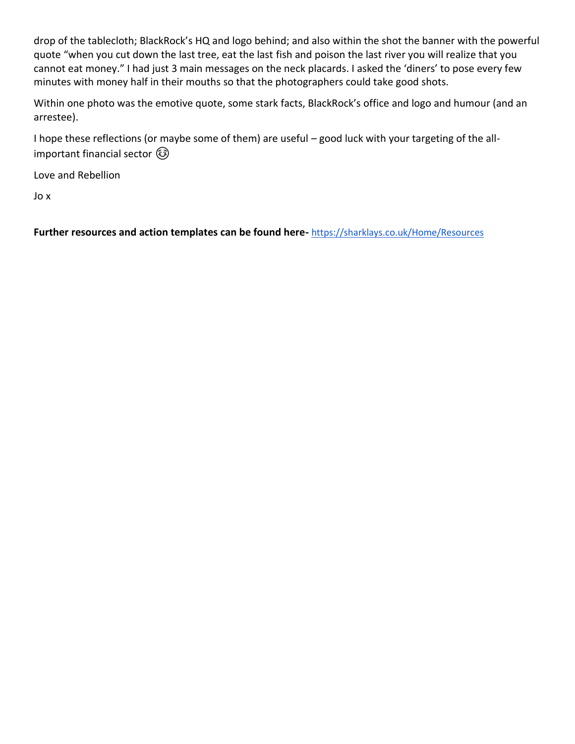drop of the tablecloth; BlackRock's HQ and logo behind; and also within the shot the banner with the powerful quote "when you cut down the last tree, eat the last fish and poison the last river you will realize that you cannot eat money." I had just 3 main messages on the neck placards. I asked the 'diners' to pose every few minutes with money half in their mouths so that the photographers could take good shots.

Within one photo was the emotive quote, some stark facts, BlackRock's office and logo and humour (and an arrestee).

I hope these reflections (or maybe some of them) are useful – good luck with your targeting of the all-important financial sector 😊

Love and Rebellion

Jo x

**Further resources and action templates can be found here-** https://sharklays.co.uk/Home/Resources